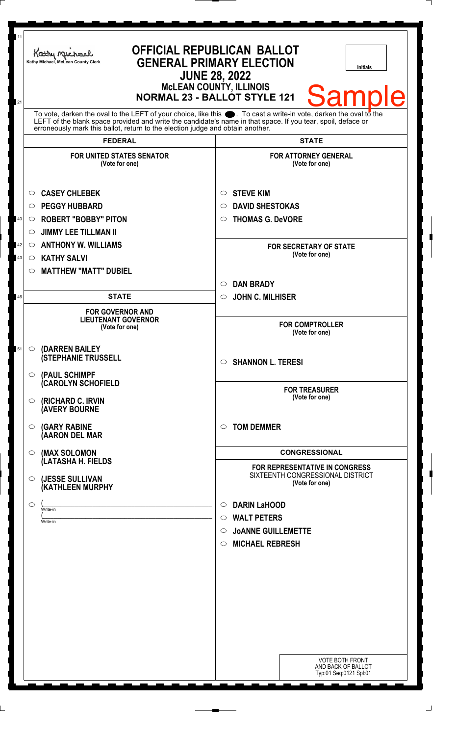Kathy Michael, McLean County Clerk

# OFFICIAL REPUBLICAN BALLOT
## GENERAL PRIMARY ELECTION
## JUNE 28, 2022
### McLEAN COUNTY, ILLINOIS
### NORMAL 23 - BALLOT STYLE 121

Initials

Sample

To vote, darken the oval to the LEFT of your choice, like this ●. To cast a write-in vote, darken the oval to the LEFT of the blank space provided and write the candidate's name in that space. If you tear, spoil, deface or erroneously mark this ballot, return to the election judge and obtain another.

## FEDERAL

**FOR UNITED STATES SENATOR**
(Vote for one)

- ○ **CASEY CHLEBEK**
- ○ **PEGGY HUBBARD**
- ○ **ROBERT "BOBBY" PITON**
- ○ **JIMMY LEE TILLMAN II**
- ○ **ANTHONY W. WILLIAMS**
- ○ **KATHY SALVI**
- ○ **MATTHEW "MATT" DUBIEL**

## STATE

**FOR GOVERNOR AND LIEUTENANT GOVERNOR**
(Vote for one)

- ○ **(DARREN BAILEY (STEPHANIE TRUSSELL**
- ○ **(PAUL SCHIMPF (CAROLYN SCHOFIELD**
- ○ **(RICHARD C. IRVIN (AVERY BOURNE**
- ○ **(GARY RABINE (AARON DEL MAR**
- ○ **(MAX SOLOMON (LATASHA H. FIELDS**
- ○ **(JESSE SULLIVAN (KATHLEEN MURPHY**
- ○ ( \_\_\_\_\_\_\_\_\_\_ Write-in
  ( \_\_\_\_\_\_\_\_\_\_ Write-in

## STATE

**FOR ATTORNEY GENERAL**
(Vote for one)

- ○ **STEVE KIM**
- ○ **DAVID SHESTOKAS**
- ○ **THOMAS G. DeVORE**

**FOR SECRETARY OF STATE**
(Vote for one)

- ○ **DAN BRADY**
- ○ **JOHN C. MILHISER**

**FOR COMPTROLLER**
(Vote for one)

- ○ **SHANNON L. TERESI**

**FOR TREASURER**
(Vote for one)

- ○ **TOM DEMMER**

## CONGRESSIONAL

**FOR REPRESENTATIVE IN CONGRESS**
SIXTEENTH CONGRESSIONAL DISTRICT
(Vote for one)

- ○ **DARIN LaHOOD**
- ○ **WALT PETERS**
- ○ **JoANNE GUILLEMETTE**
- ○ **MICHAEL REBRESH**

VOTE BOTH FRONT AND BACK OF BALLOT
Typ:01 Seq:0121 Spl:01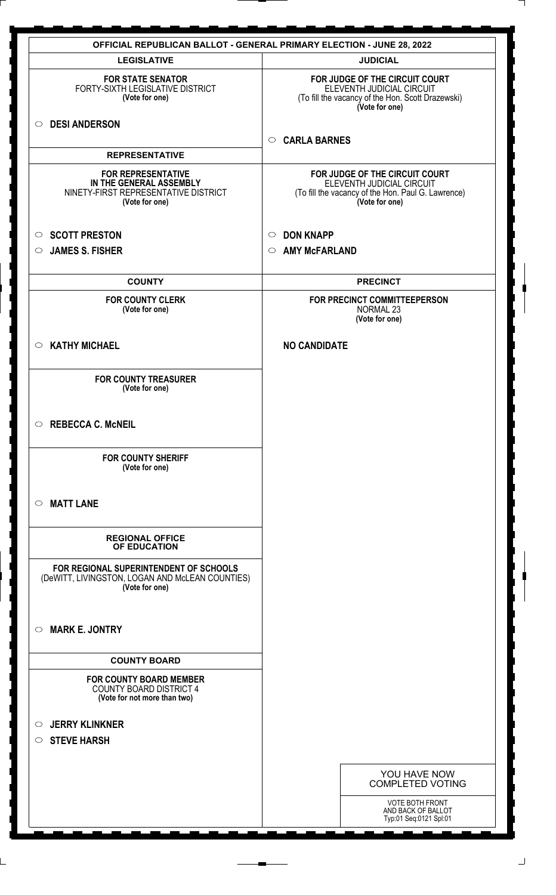# OFFICIAL REPUBLICAN BALLOT - GENERAL PRIMARY ELECTION - JUNE 28, 2022

## LEGISLATIVE

**FOR STATE SENATOR**
FORTY-SIXTH LEGISLATIVE DISTRICT
**(Vote for one)**

○ **DESI ANDERSON**

## REPRESENTATIVE

**FOR REPRESENTATIVE IN THE GENERAL ASSEMBLY**
NINETY-FIRST REPRESENTATIVE DISTRICT
**(Vote for one)**

○ **SCOTT PRESTON**
○ **JAMES S. FISHER**

## COUNTY

**FOR COUNTY CLERK**
**(Vote for one)**

○ **KATHY MICHAEL**

**FOR COUNTY TREASURER**
**(Vote for one)**

○ **REBECCA C. McNEIL**

**FOR COUNTY SHERIFF**
**(Vote for one)**

○ **MATT LANE**

## REGIONAL OFFICE OF EDUCATION

**FOR REGIONAL SUPERINTENDENT OF SCHOOLS**
(DeWITT, LIVINGSTON, LOGAN AND McLEAN COUNTIES)
**(Vote for one)**

○ **MARK E. JONTRY**

## COUNTY BOARD

**FOR COUNTY BOARD MEMBER**
COUNTY BOARD DISTRICT 4
**(Vote for not more than two)**

○ **JERRY KLINKNER**
○ **STEVE HARSH**

## JUDICIAL

**FOR JUDGE OF THE CIRCUIT COURT**
ELEVENTH JUDICIAL CIRCUIT
(To fill the vacancy of the Hon. Scott Drazewski)
**(Vote for one)**

○ **CARLA BARNES**

**FOR JUDGE OF THE CIRCUIT COURT**
ELEVENTH JUDICIAL CIRCUIT
(To fill the vacancy of the Hon. Paul G. Lawrence)
**(Vote for one)**

○ **DON KNAPP**
○ **AMY McFARLAND**

## PRECINCT

**FOR PRECINCT COMMITTEEPERSON**
NORMAL 23
**(Vote for one)**

**NO CANDIDATE**

YOU HAVE NOW COMPLETED VOTING

VOTE BOTH FRONT AND BACK OF BALLOT
Typ:01 Seq:0121 Spl:01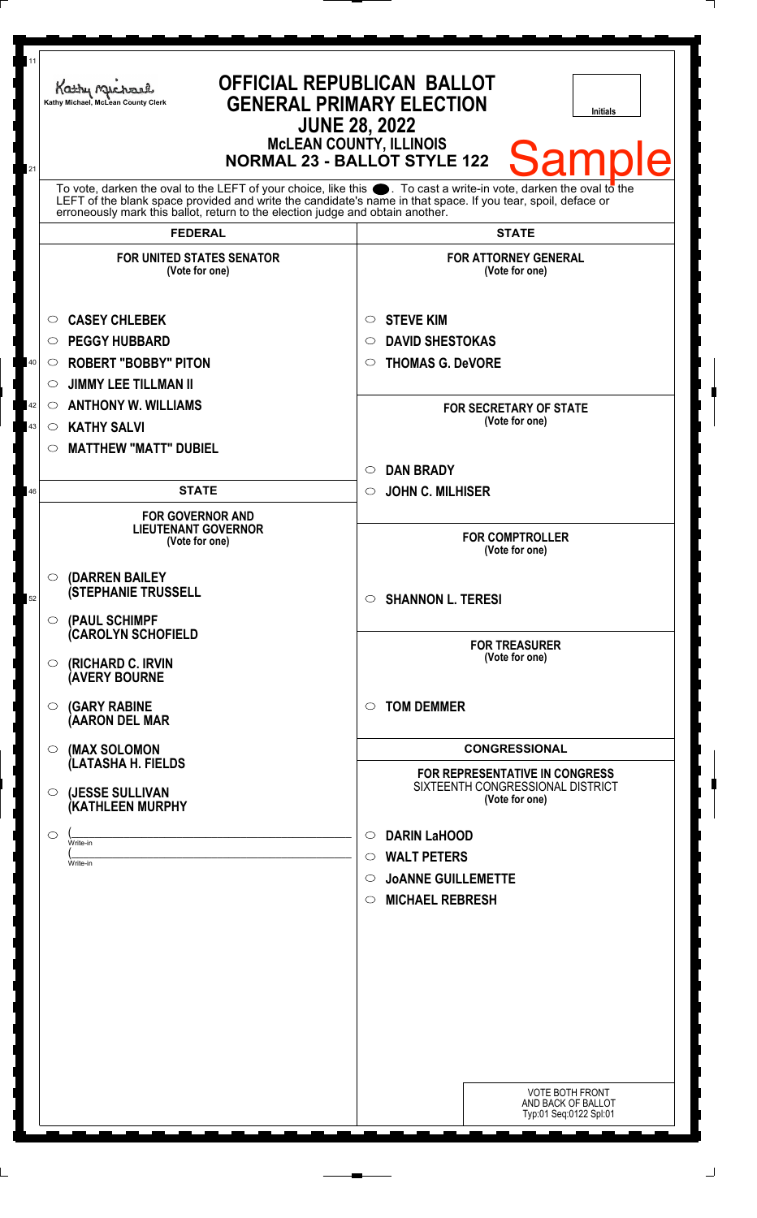Kathy Michael, McLean County Clerk

# OFFICIAL REPUBLICAN BALLOT
## GENERAL PRIMARY ELECTION
### JUNE 28, 2022
### McLEAN COUNTY, ILLINOIS
### NORMAL 23 - BALLOT STYLE 122

Initials

Sample

To vote, darken the oval to the LEFT of your choice, like this ●. To cast a write-in vote, darken the oval to the LEFT of the blank space provided and write the candidate's name in that space. If you tear, spoil, deface or erroneously mark this ballot, return to the election judge and obtain another.

## FEDERAL

**FOR UNITED STATES SENATOR**
**(Vote for one)**

- ○ **CASEY CHLEBEK**
- ○ **PEGGY HUBBARD**
- ○ **ROBERT "BOBBY" PITON**
- ○ **JIMMY LEE TILLMAN II**
- ○ **ANTHONY W. WILLIAMS**
- ○ **KATHY SALVI**
- ○ **MATTHEW "MATT" DUBIEL**

## STATE

**FOR GOVERNOR AND LIEUTENANT GOVERNOR**
**(Vote for one)**

- ○ **(DARREN BAILEY (STEPHANIE TRUSSELL**
- ○ **(PAUL SCHIMPF (CAROLYN SCHOFIELD**
- ○ **(RICHARD C. IRVIN (AVERY BOURNE**
- ○ **(GARY RABINE (AARON DEL MAR**
- ○ **(MAX SOLOMON (LATASHA H. FIELDS**
- ○ **(JESSE SULLIVAN (KATHLEEN MURPHY**
- ○ (\_\_\_\_\_\_\_\_\_\_\_\_\_\_\_\_\_\_\_\_ Write-in
  (\_\_\_\_\_\_\_\_\_\_\_\_\_\_\_\_\_\_\_\_ Write-in

## STATE

**FOR ATTORNEY GENERAL**
**(Vote for one)**

- ○ **STEVE KIM**
- ○ **DAVID SHESTOKAS**
- ○ **THOMAS G. DeVORE**

**FOR SECRETARY OF STATE**
**(Vote for one)**

- ○ **DAN BRADY**
- ○ **JOHN C. MILHISER**

**FOR COMPTROLLER**
**(Vote for one)**

- ○ **SHANNON L. TERESI**

**FOR TREASURER**
**(Vote for one)**

- ○ **TOM DEMMER**

## CONGRESSIONAL

**FOR REPRESENTATIVE IN CONGRESS**
SIXTEENTH CONGRESSIONAL DISTRICT
**(Vote for one)**

- ○ **DARIN LaHOOD**
- ○ **WALT PETERS**
- ○ **JoANNE GUILLEMETTE**
- ○ **MICHAEL REBRESH**

VOTE BOTH FRONT AND BACK OF BALLOT
Typ:01 Seq:0122 Spl:01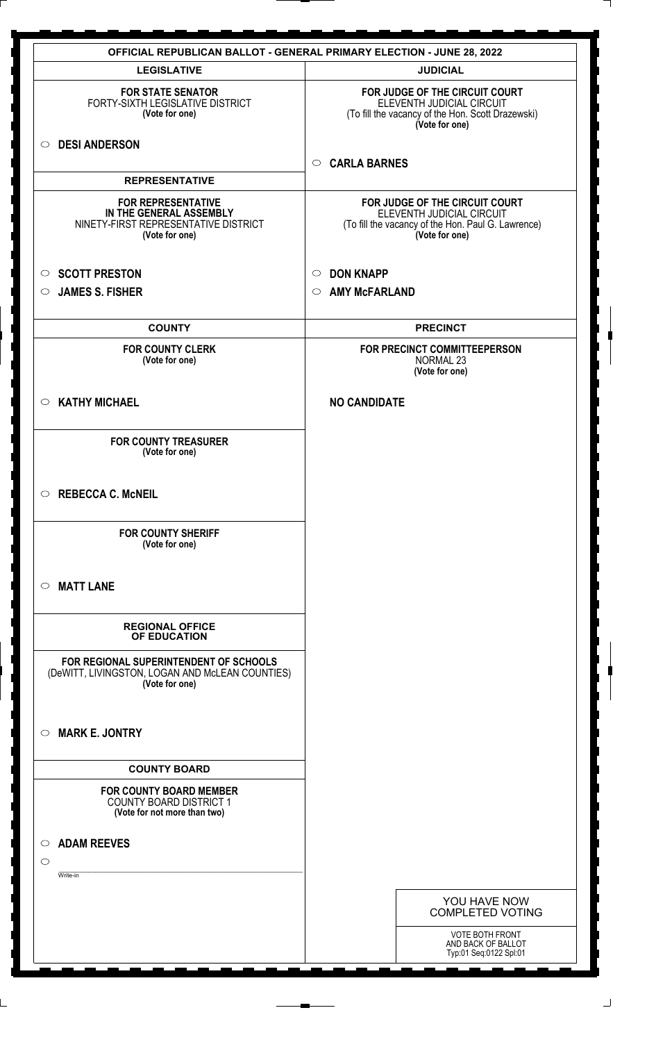# OFFICIAL REPUBLICAN BALLOT - GENERAL PRIMARY ELECTION - JUNE 28, 2022

## LEGISLATIVE

**FOR STATE SENATOR**
FORTY-SIXTH LEGISLATIVE DISTRICT
**(Vote for one)**

○ **DESI ANDERSON**

## REPRESENTATIVE

**FOR REPRESENTATIVE IN THE GENERAL ASSEMBLY**
NINETY-FIRST REPRESENTATIVE DISTRICT
**(Vote for one)**

○ **SCOTT PRESTON**
○ **JAMES S. FISHER**

## COUNTY

**FOR COUNTY CLERK**
**(Vote for one)**

○ **KATHY MICHAEL**

**FOR COUNTY TREASURER**
**(Vote for one)**

○ **REBECCA C. McNEIL**

**FOR COUNTY SHERIFF**
**(Vote for one)**

○ **MATT LANE**

## REGIONAL OFFICE OF EDUCATION

**FOR REGIONAL SUPERINTENDENT OF SCHOOLS**
(DeWITT, LIVINGSTON, LOGAN AND McLEAN COUNTIES)
**(Vote for one)**

○ **MARK E. JONTRY**

## COUNTY BOARD

**FOR COUNTY BOARD MEMBER**
COUNTY BOARD DISTRICT 1
**(Vote for not more than two)**

○ **ADAM REEVES**
○ ____________________
Write-in

## JUDICIAL

**FOR JUDGE OF THE CIRCUIT COURT**
ELEVENTH JUDICIAL CIRCUIT
(To fill the vacancy of the Hon. Scott Drazewski)
**(Vote for one)**

○ **CARLA BARNES**

**FOR JUDGE OF THE CIRCUIT COURT**
ELEVENTH JUDICIAL CIRCUIT
(To fill the vacancy of the Hon. Paul G. Lawrence)
**(Vote for one)**

○ **DON KNAPP**
○ **AMY McFARLAND**

## PRECINCT

**FOR PRECINCT COMMITTEEPERSON**
NORMAL 23
**(Vote for one)**

**NO CANDIDATE**

YOU HAVE NOW COMPLETED VOTING

VOTE BOTH FRONT AND BACK OF BALLOT
Typ:01 Seq:0122 Spl:01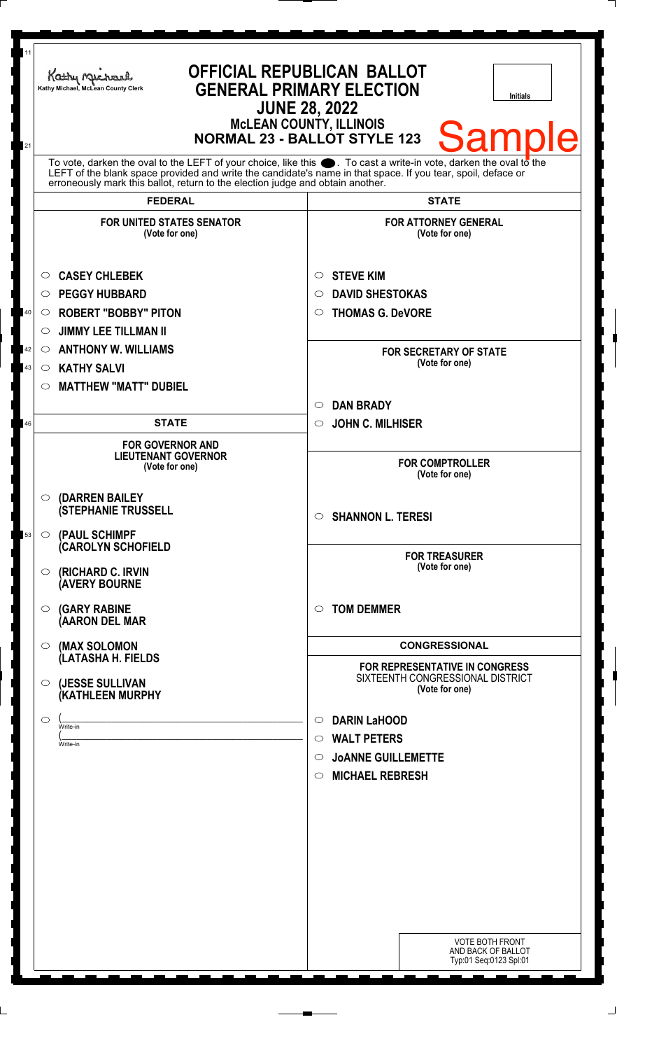Kathy Michael, McLean County Clerk

# OFFICIAL REPUBLICAN BALLOT
## GENERAL PRIMARY ELECTION
## JUNE 28, 2022
### McLEAN COUNTY, ILLINOIS
### NORMAL 23 - BALLOT STYLE 123

Initials

Sample

To vote, darken the oval to the LEFT of your choice, like this ⬤. To cast a write-in vote, darken the oval to the LEFT of the blank space provided and write the candidate's name in that space. If you tear, spoil, deface or erroneously mark this ballot, return to the election judge and obtain another.

## FEDERAL

**FOR UNITED STATES SENATOR**
(Vote for one)

- ○ **CASEY CHLEBEK**
- ○ **PEGGY HUBBARD**
- ○ **ROBERT "BOBBY" PITON**
- ○ **JIMMY LEE TILLMAN II**
- ○ **ANTHONY W. WILLIAMS**
- ○ **KATHY SALVI**
- ○ **MATTHEW "MATT" DUBIEL**

## STATE

**FOR GOVERNOR AND LIEUTENANT GOVERNOR**
(Vote for one)

- ○ **(DARREN BAILEY (STEPHANIE TRUSSELL**
- ○ **(PAUL SCHIMPF (CAROLYN SCHOFIELD**
- ○ **(RICHARD C. IRVIN (AVERY BOURNE**
- ○ **(GARY RABINE (AARON DEL MAR**
- ○ **(MAX SOLOMON (LATASHA H. FIELDS**
- ○ **(JESSE SULLIVAN (KATHLEEN MURPHY**
- ○ (______________ Write-in
  (______________ Write-in

## STATE

**FOR ATTORNEY GENERAL**
(Vote for one)

- ○ **STEVE KIM**
- ○ **DAVID SHESTOKAS**
- ○ **THOMAS G. DeVORE**

**FOR SECRETARY OF STATE**
(Vote for one)

- ○ **DAN BRADY**
- ○ **JOHN C. MILHISER**

**FOR COMPTROLLER**
(Vote for one)

- ○ **SHANNON L. TERESI**

**FOR TREASURER**
(Vote for one)

- ○ **TOM DEMMER**

## CONGRESSIONAL

**FOR REPRESENTATIVE IN CONGRESS**
SIXTEENTH CONGRESSIONAL DISTRICT
(Vote for one)

- ○ **DARIN LaHOOD**
- ○ **WALT PETERS**
- ○ **JoANNE GUILLEMETTE**
- ○ **MICHAEL REBRESH**

VOTE BOTH FRONT AND BACK OF BALLOT
Typ:01 Seq:0123 Spl:01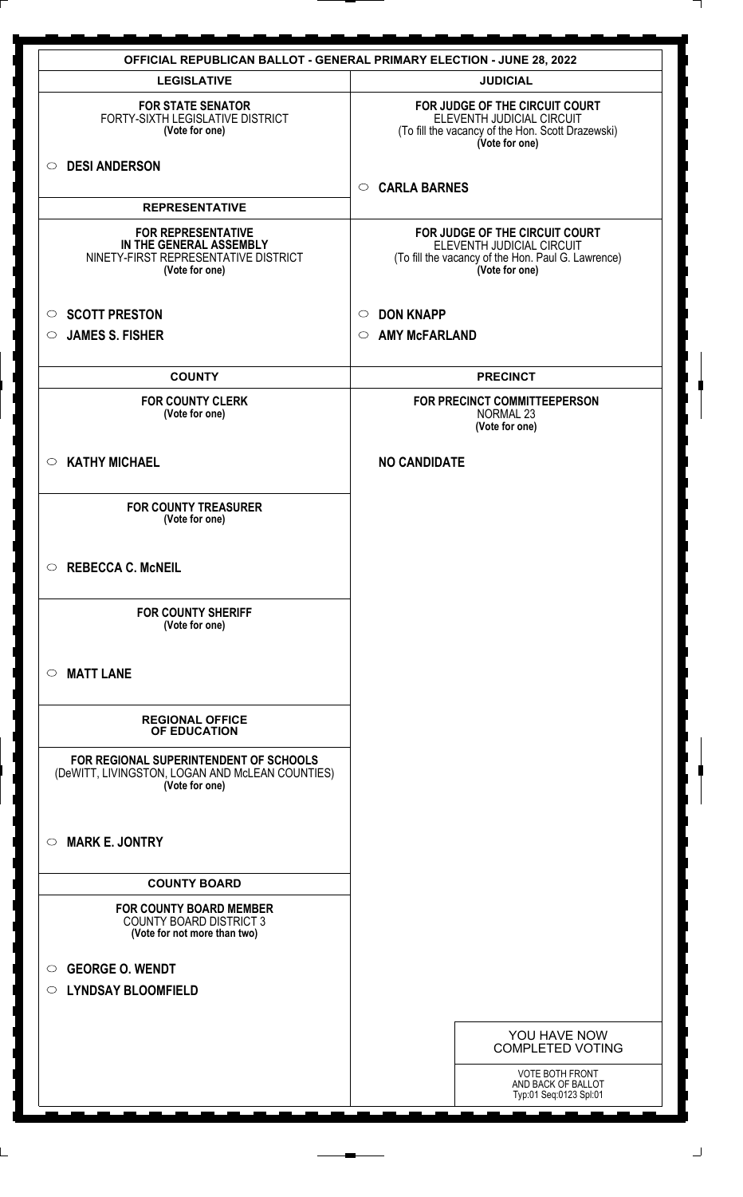# OFFICIAL REPUBLICAN BALLOT - GENERAL PRIMARY ELECTION - JUNE 28, 2022

## LEGISLATIVE

**FOR STATE SENATOR**
FORTY-SIXTH LEGISLATIVE DISTRICT
**(Vote for one)**

○ **DESI ANDERSON**

## REPRESENTATIVE

**FOR REPRESENTATIVE IN THE GENERAL ASSEMBLY**
NINETY-FIRST REPRESENTATIVE DISTRICT
**(Vote for one)**

○ **SCOTT PRESTON**
○ **JAMES S. FISHER**

## COUNTY

**FOR COUNTY CLERK**
**(Vote for one)**

○ **KATHY MICHAEL**

**FOR COUNTY TREASURER**
**(Vote for one)**

○ **REBECCA C. McNEIL**

**FOR COUNTY SHERIFF**
**(Vote for one)**

○ **MATT LANE**

## REGIONAL OFFICE OF EDUCATION

**FOR REGIONAL SUPERINTENDENT OF SCHOOLS**
(DeWITT, LIVINGSTON, LOGAN AND McLEAN COUNTIES)
**(Vote for one)**

○ **MARK E. JONTRY**

## COUNTY BOARD

**FOR COUNTY BOARD MEMBER**
COUNTY BOARD DISTRICT 3
**(Vote for not more than two)**

○ **GEORGE O. WENDT**
○ **LYNDSAY BLOOMFIELD**

## JUDICIAL

**FOR JUDGE OF THE CIRCUIT COURT**
ELEVENTH JUDICIAL CIRCUIT
(To fill the vacancy of the Hon. Scott Drazewski)
**(Vote for one)**

○ **CARLA BARNES**

**FOR JUDGE OF THE CIRCUIT COURT**
ELEVENTH JUDICIAL CIRCUIT
(To fill the vacancy of the Hon. Paul G. Lawrence)
**(Vote for one)**

○ **DON KNAPP**
○ **AMY McFARLAND**

## PRECINCT

**FOR PRECINCT COMMITTEEPERSON**
NORMAL 23
**(Vote for one)**

**NO CANDIDATE**

YOU HAVE NOW COMPLETED VOTING

VOTE BOTH FRONT AND BACK OF BALLOT
Typ:01 Seq:0123 Spl:01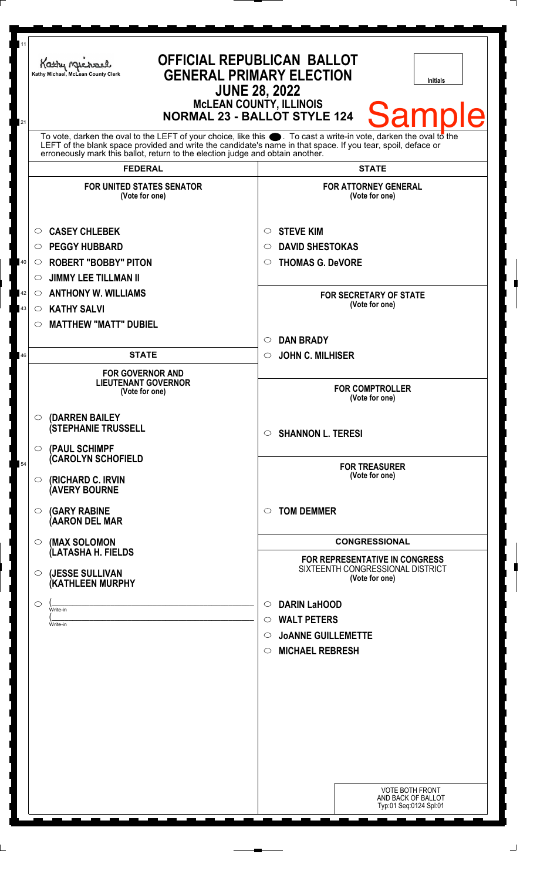Kathy Michael, McLean County Clerk

# OFFICIAL REPUBLICAN BALLOT
## GENERAL PRIMARY ELECTION
## JUNE 28, 2022
### McLEAN COUNTY, ILLINOIS
### NORMAL 23 - BALLOT STYLE 124

Initials

Sample

To vote, darken the oval to the LEFT of your choice, like this ●. To cast a write-in vote, darken the oval to the LEFT of the blank space provided and write the candidate's name in that space. If you tear, spoil, deface or erroneously mark this ballot, return to the election judge and obtain another.

## FEDERAL

**FOR UNITED STATES SENATOR**
(Vote for one)

- ○ CASEY CHLEBEK
- ○ PEGGY HUBBARD
- ○ ROBERT "BOBBY" PITON
- ○ JIMMY LEE TILLMAN II
- ○ ANTHONY W. WILLIAMS
- ○ KATHY SALVI
- ○ MATTHEW "MATT" DUBIEL

## STATE

**FOR GOVERNOR AND LIEUTENANT GOVERNOR**
(Vote for one)

- ○ (DARREN BAILEY (STEPHANIE TRUSSELL
- ○ (PAUL SCHIMPF (CAROLYN SCHOFIELD
- ○ (RICHARD C. IRVIN (AVERY BOURNE
- ○ (GARY RABINE (AARON DEL MAR
- ○ (MAX SOLOMON (LATASHA H. FIELDS
- ○ (JESSE SULLIVAN (KATHLEEN MURPHY
- ○ (______________ Write-in
  (______________ Write-in

## STATE

**FOR ATTORNEY GENERAL**
(Vote for one)

- ○ STEVE KIM
- ○ DAVID SHESTOKAS
- ○ THOMAS G. DeVORE

**FOR SECRETARY OF STATE**
(Vote for one)

- ○ DAN BRADY
- ○ JOHN C. MILHISER

**FOR COMPTROLLER**
(Vote for one)

- ○ SHANNON L. TERESI

**FOR TREASURER**
(Vote for one)

- ○ TOM DEMMER

## CONGRESSIONAL

**FOR REPRESENTATIVE IN CONGRESS**
SIXTEENTH CONGRESSIONAL DISTRICT
(Vote for one)

- ○ DARIN LaHOOD
- ○ WALT PETERS
- ○ JoANNE GUILLEMETTE
- ○ MICHAEL REBRESH

VOTE BOTH FRONT AND BACK OF BALLOT
Typ:01 Seq:0124 Spl:01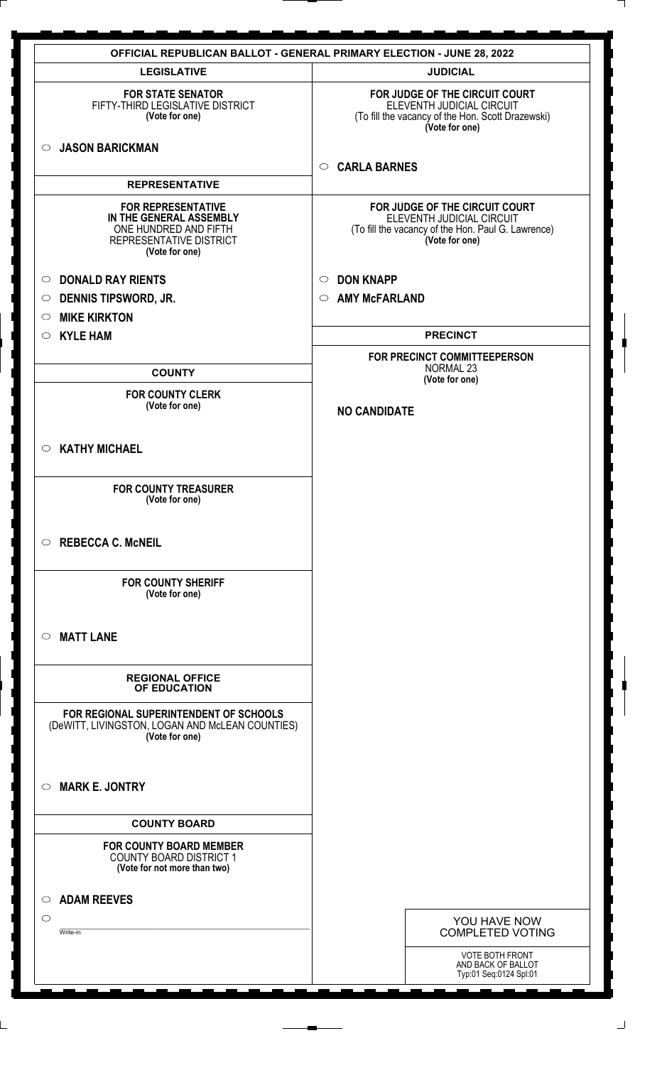# OFFICIAL REPUBLICAN BALLOT - GENERAL PRIMARY ELECTION - JUNE 28, 2022

## LEGISLATIVE

**FOR STATE SENATOR**
FIFTY-THIRD LEGISLATIVE DISTRICT
**(Vote for one)**

- ○ **JASON BARICKMAN**

## REPRESENTATIVE

**FOR REPRESENTATIVE IN THE GENERAL ASSEMBLY**
ONE HUNDRED AND FIFTH REPRESENTATIVE DISTRICT
**(Vote for one)**

- ○ **DONALD RAY RIENTS**
- ○ **DENNIS TIPSWORD, JR.**
- ○ **MIKE KIRKTON**
- ○ **KYLE HAM**

## COUNTY

**FOR COUNTY CLERK**
**(Vote for one)**

- ○ **KATHY MICHAEL**

**FOR COUNTY TREASURER**
**(Vote for one)**

- ○ **REBECCA C. McNEIL**

**FOR COUNTY SHERIFF**
**(Vote for one)**

- ○ **MATT LANE**

## REGIONAL OFFICE OF EDUCATION

**FOR REGIONAL SUPERINTENDENT OF SCHOOLS**
(DeWITT, LIVINGSTON, LOGAN AND McLEAN COUNTIES)
**(Vote for one)**

- ○ **MARK E. JONTRY**

## COUNTY BOARD

**FOR COUNTY BOARD MEMBER**
COUNTY BOARD DISTRICT 1
**(Vote for not more than two)**

- ○ **ADAM REEVES**
- ○ ____________________ Write-in

## JUDICIAL

**FOR JUDGE OF THE CIRCUIT COURT**
ELEVENTH JUDICIAL CIRCUIT
(To fill the vacancy of the Hon. Scott Drazewski)
**(Vote for one)**

- ○ **CARLA BARNES**

**FOR JUDGE OF THE CIRCUIT COURT**
ELEVENTH JUDICIAL CIRCUIT
(To fill the vacancy of the Hon. Paul G. Lawrence)
**(Vote for one)**

- ○ **DON KNAPP**
- ○ **AMY McFARLAND**

## PRECINCT

**FOR PRECINCT COMMITTEEPERSON**
NORMAL 23
**(Vote for one)**

**NO CANDIDATE**

YOU HAVE NOW COMPLETED VOTING

VOTE BOTH FRONT AND BACK OF BALLOT
Typ:01 Seq:0124 Spl:01